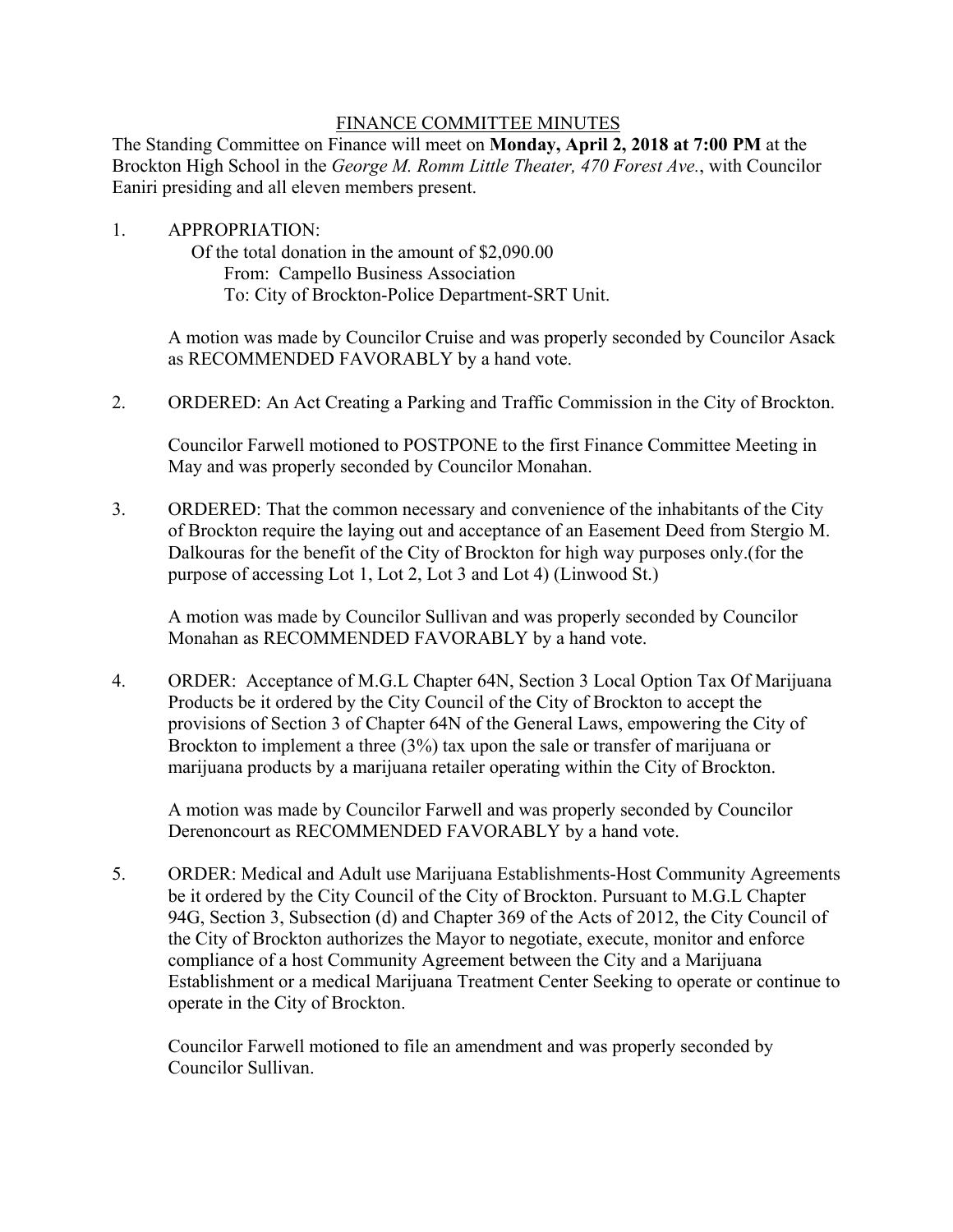# FINANCE COMMITTEE MINUTES

The Standing Committee on Finance will meet on **Monday, April 2, 2018 at 7:00 PM** at the Brockton High School in the *George M. Romm Little Theater, 470 Forest Ave.*, with Councilor Eaniri presiding and all eleven members present.

1. APPROPRIATION:

   Of the total donation in the amount of $2,090.00

   From: Campello Business Association

   To: City of Brockton-Police Department-SRT Unit.

   A motion was made by Councilor Cruise and was properly seconded by Councilor Asack as RECOMMENDED FAVORABLY by a hand vote.

2. ORDERED: An Act Creating a Parking and Traffic Commission in the City of Brockton.

   Councilor Farwell motioned to POSTPONE to the first Finance Committee Meeting in May and was properly seconded by Councilor Monahan.

3. ORDERED: That the common necessary and convenience of the inhabitants of the City of Brockton require the laying out and acceptance of an Easement Deed from Stergio M. Dalkouras for the benefit of the City of Brockton for high way purposes only.(for the purpose of accessing Lot 1, Lot 2, Lot 3 and Lot 4) (Linwood St.)

   A motion was made by Councilor Sullivan and was properly seconded by Councilor Monahan as RECOMMENDED FAVORABLY by a hand vote.

4. ORDER: Acceptance of M.G.L Chapter 64N, Section 3 Local Option Tax Of Marijuana Products be it ordered by the City Council of the City of Brockton to accept the provisions of Section 3 of Chapter 64N of the General Laws, empowering the City of Brockton to implement a three (3%) tax upon the sale or transfer of marijuana or marijuana products by a marijuana retailer operating within the City of Brockton.

   A motion was made by Councilor Farwell and was properly seconded by Councilor Derenoncourt as RECOMMENDED FAVORABLY by a hand vote.

5. ORDER: Medical and Adult use Marijuana Establishments-Host Community Agreements be it ordered by the City Council of the City of Brockton. Pursuant to M.G.L Chapter 94G, Section 3, Subsection (d) and Chapter 369 of the Acts of 2012, the City Council of the City of Brockton authorizes the Mayor to negotiate, execute, monitor and enforce compliance of a host Community Agreement between the City and a Marijuana Establishment or a medical Marijuana Treatment Center Seeking to operate or continue to operate in the City of Brockton.

   Councilor Farwell motioned to file an amendment and was properly seconded by Councilor Sullivan.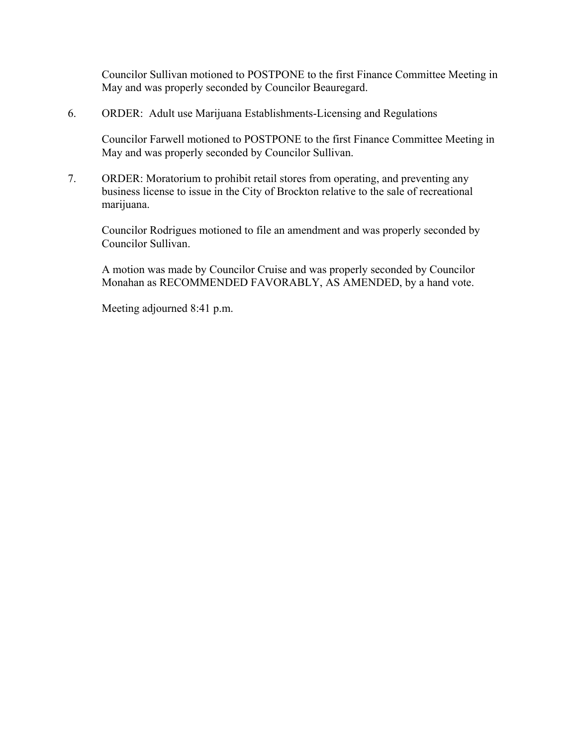Councilor Sullivan motioned to POSTPONE to the first Finance Committee Meeting in May and was properly seconded by Councilor Beauregard.

6. ORDER: Adult use Marijuana Establishments-Licensing and Regulations

   Councilor Farwell motioned to POSTPONE to the first Finance Committee Meeting in May and was properly seconded by Councilor Sullivan.

7. ORDER: Moratorium to prohibit retail stores from operating, and preventing any business license to issue in the City of Brockton relative to the sale of recreational marijuana.

   Councilor Rodrigues motioned to file an amendment and was properly seconded by Councilor Sullivan.

   A motion was made by Councilor Cruise and was properly seconded by Councilor Monahan as RECOMMENDED FAVORABLY, AS AMENDED, by a hand vote.

   Meeting adjourned 8:41 p.m.